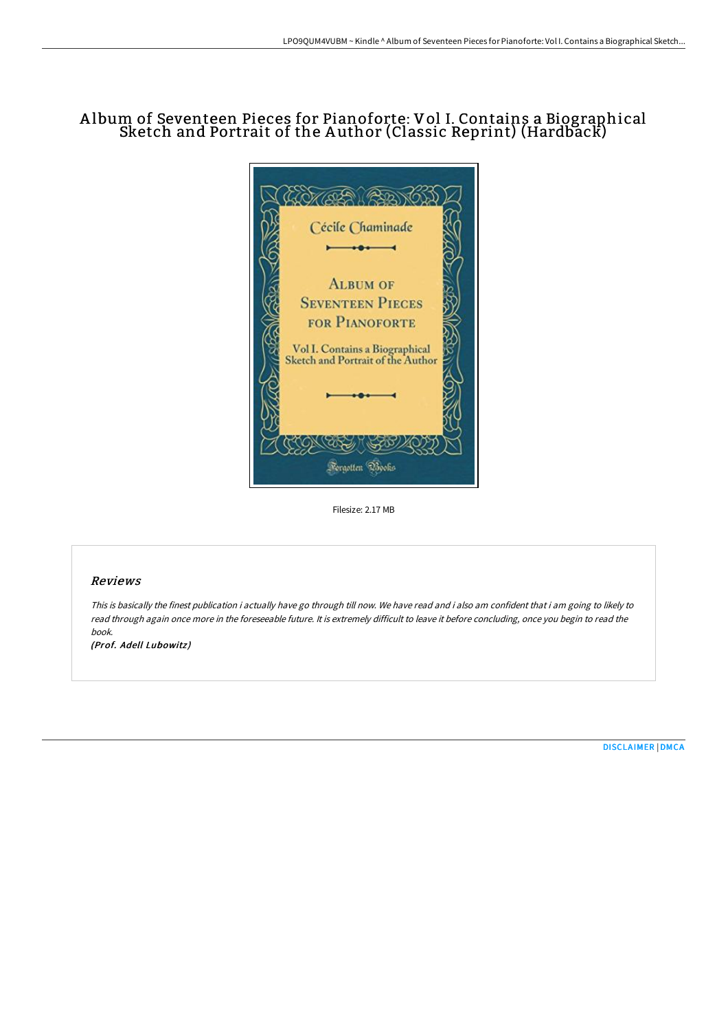# Album of Seventeen Pieces for Pianoforte: Vol I. Contains a Biographical Sketch and Portrait of the Author (Classic Reprint) (Hardback)

Filesize: 2.17 MB

## Reviews

*This is basically the finest publication i actually have go through till now. We have read and i also am confident that i am going to likely to read through again once more in the foreseeable future. It is extremely difficult to leave it before concluding, once you begin to read the book.*

*(Prof. Adell Lubowitz)*

DISCLAIMER | DMCA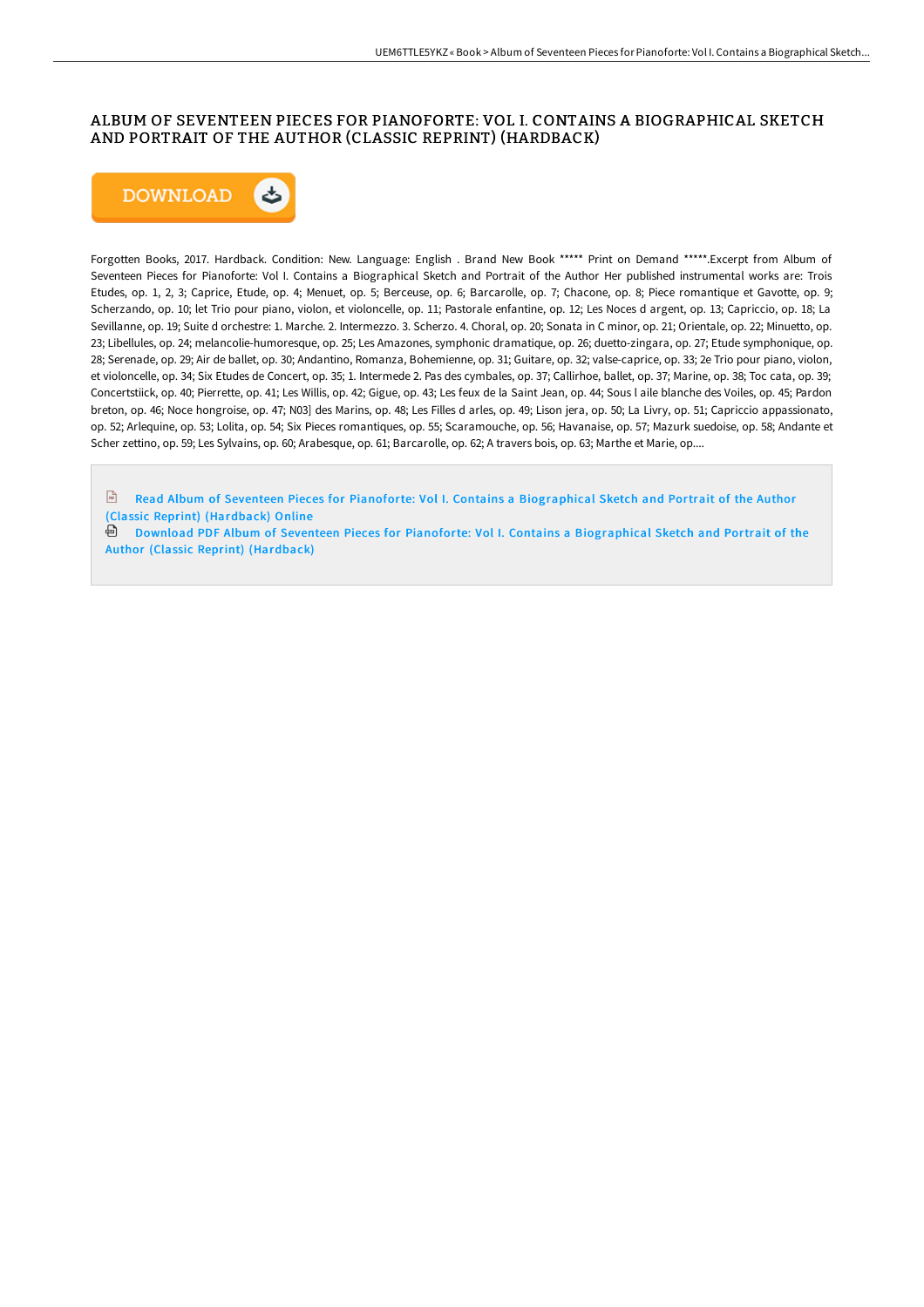## ALBUM OF SEVENTEEN PIECES FOR PIANOFORTE: VOL I. CONTAINS A BIOGRAPHICAL SKETCH AND PORTRAIT OF THE AUTHOR (CLASSIC REPRINT) (HARDBACK)

DOWNLOAD

Forgotten Books, 2017. Hardback. Condition: New. Language: English . Brand New Book ***** Print on Demand *****.Excerpt from Album of Seventeen Pieces for Pianoforte: Vol I. Contains a Biographical Sketch and Portrait of the Author Her published instrumental works are: Trois Etudes, op. 1, 2, 3; Caprice, Etude, op. 4; Menuet, op. 5; Berceuse, op. 6; Barcarolle, op. 7; Chacone, op. 8; Piece romantique et Gavotte, op. 9; Scherzando, op. 10; let Trio pour piano, violon, et violoncelle, op. 11; Pastorale enfantine, op. 12; Les Noces d argent, op. 13; Capriccio, op. 18; La Sevillanne, op. 19; Suite d orchestre: 1. Marche. 2. Intermezzo. 3. Scherzo. 4. Choral, op. 20; Sonata in C minor, op. 21; Orientale, op. 22; Minuetto, op. 23; Libellules, op. 24; melancolie-humoresque, op. 25; Les Amazones, symphonic dramatique, op. 26; duetto-zingara, op. 27; Etude symphonique, op. 28; Serenade, op. 29; Air de ballet, op. 30; Andantino, Romanza, Bohemienne, op. 31; Guitare, op. 32; valse-caprice, op. 33; 2e Trio pour piano, violon, et violoncelle, op. 34; Six Etudes de Concert, op. 35; 1. Intermede 2. Pas des cymbales, op. 37; Callirhoe, ballet, op. 37; Marine, op. 38; Toc cata, op. 39; Concertstiick, op. 40; Pierrette, op. 41; Les Willis, op. 42; Gigue, op. 43; Les feux de la Saint Jean, op. 44; Sous l aile blanche des Voiles, op. 45; Pardon breton, op. 46; Noce hongroise, op. 47; N03] des Marins, op. 48; Les Filles d arles, op. 49; Lison jera, op. 50; La Livry, op. 51; Capriccio appassionato, op. 52; Arlequine, op. 53; Lolita, op. 54; Six Pieces romantiques, op. 55; Scaramouche, op. 56; Havanaise, op. 57; Mazurk suedoise, op. 58; Andante et Scher zettino, op. 59; Les Sylvains, op. 60; Arabesque, op. 61; Barcarolle, op. 62; A travers bois, op. 63; Marthe et Marie, op....

Read Album of Seventeen Pieces for Pianoforte: Vol I. Contains a Biographical Sketch and Portrait of the Author (Classic Reprint) (Hardback) Online

Download PDF Album of Seventeen Pieces for Pianoforte: Vol I. Contains a Biographical Sketch and Portrait of the Author (Classic Reprint) (Hardback)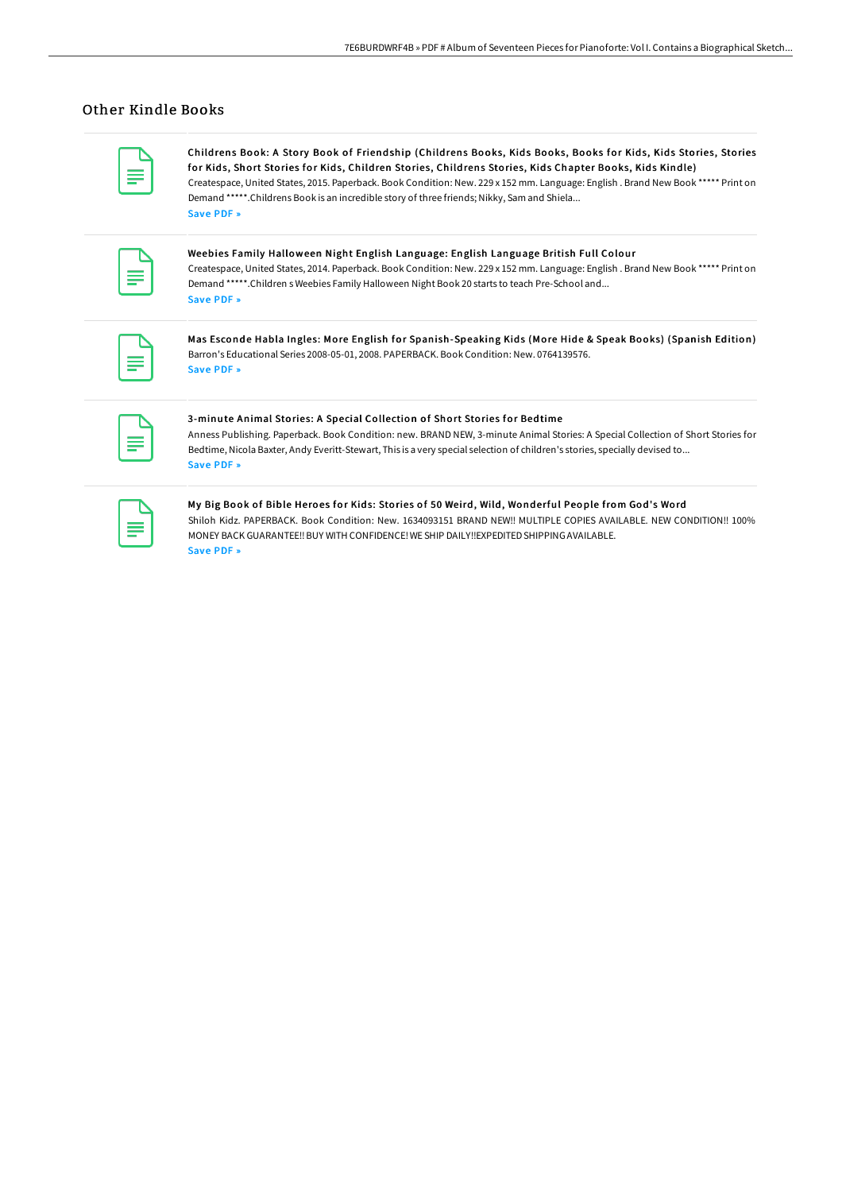## Other Kindle Books

**Childrens Book: A Story Book of Friendship (Childrens Books, Kids Books, Books for Kids, Kids Stories, Stories for Kids, Short Stories for Kids, Children Stories, Childrens Stories, Kids Chapter Books, Kids Kindle)**
Createspace, United States, 2015. Paperback. Book Condition: New. 229 x 152 mm. Language: English . Brand New Book ***** Print on Demand *****.Childrens Book is an incredible story of three friends; Nikky, Sam and Shiela...
Save PDF »

**Weebies Family Halloween Night English Language: English Language British Full Colour**
Createspace, United States, 2014. Paperback. Book Condition: New. 229 x 152 mm. Language: English . Brand New Book ***** Print on Demand *****.Children s Weebies Family Halloween Night Book 20 starts to teach Pre-School and...
Save PDF »

**Mas Esconde Habla Ingles: More English for Spanish-Speaking Kids (More Hide & Speak Books) (Spanish Edition)**
Barron's Educational Series 2008-05-01, 2008. PAPERBACK. Book Condition: New. 0764139576.
Save PDF »

**3-minute Animal Stories: A Special Collection of Short Stories for Bedtime**
Anness Publishing. Paperback. Book Condition: new. BRAND NEW, 3-minute Animal Stories: A Special Collection of Short Stories for Bedtime, Nicola Baxter, Andy Everitt-Stewart, This is a very special selection of children's stories, specially devised to...
Save PDF »

**My Big Book of Bible Heroes for Kids: Stories of 50 Weird, Wild, Wonderful People from God's Word**
Shiloh Kidz. PAPERBACK. Book Condition: New. 1634093151 BRAND NEW!! MULTIPLE COPIES AVAILABLE. NEW CONDITION!! 100% MONEY BACK GUARANTEE!! BUY WITH CONFIDENCE! WE SHIP DAILY!!EXPEDITED SHIPPING AVAILABLE.
Save PDF »